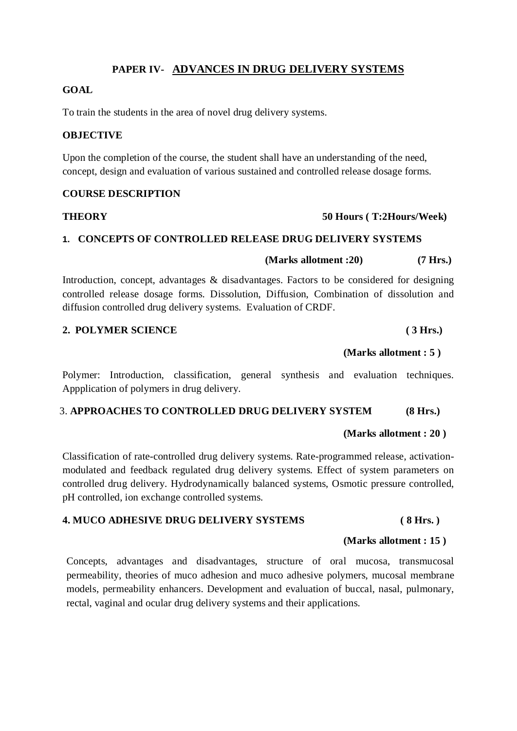# PAPER IV- ADVANCES IN DRUG DELIVERY SYSTEMS

**GOAL**

To train the students in the area of novel drug delivery systems.

**OBJECTIVE**

Upon the completion of the course, the student shall have an understanding of the need, concept, design and evaluation of various sustained and controlled release dosage forms.

**COURSE DESCRIPTION**

**THEORY** **50 Hours ( T:2Hours/Week)**

### 1. CONCEPTS OF CONTROLLED RELEASE DRUG DELIVERY SYSTEMS

**(Marks allotment :20)** **(7 Hrs.)**

Introduction, concept, advantages & disadvantages. Factors to be considered for designing controlled release dosage forms. Dissolution, Diffusion, Combination of dissolution and diffusion controlled drug delivery systems. Evaluation of CRDF.

### 2. POLYMER SCIENCE

**( 3 Hrs.)**

**(Marks allotment : 5 )**

Polymer: Introduction, classification, general synthesis and evaluation techniques. Appplication of polymers in drug delivery.

### 3. APPROACHES TO CONTROLLED DRUG DELIVERY SYSTEM

**(8 Hrs.)**

**(Marks allotment : 20 )**

Classification of rate-controlled drug delivery systems. Rate-programmed release, activation-modulated and feedback regulated drug delivery systems. Effect of system parameters on controlled drug delivery. Hydrodynamically balanced systems, Osmotic pressure controlled, pH controlled, ion exchange controlled systems.

### 4. MUCO ADHESIVE DRUG DELIVERY SYSTEMS

**( 8 Hrs. )**

**(Marks allotment : 15 )**

Concepts, advantages and disadvantages, structure of oral mucosa, transmucosal permeability, theories of muco adhesion and muco adhesive polymers, mucosal membrane models, permeability enhancers. Development and evaluation of buccal, nasal, pulmonary, rectal, vaginal and ocular drug delivery systems and their applications.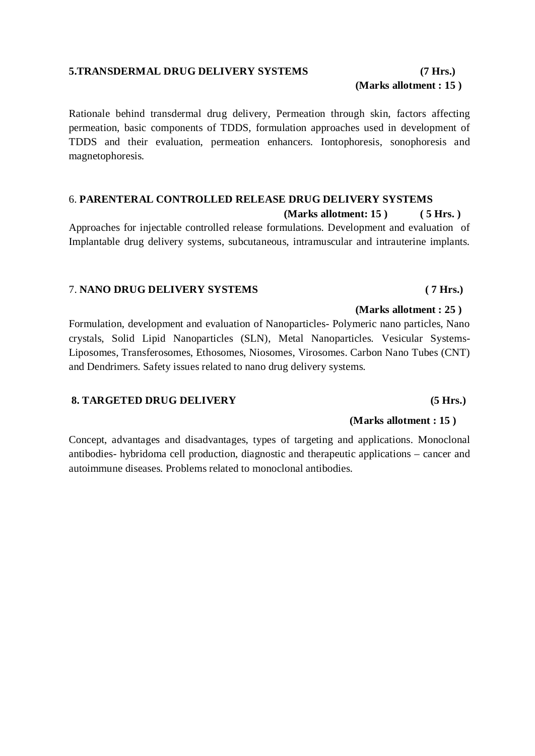### 5.TRANSDERMAL DRUG DELIVERY SYSTEMS (7 Hrs.)

**(Marks allotment : 15 )**

Rationale behind transdermal drug delivery, Permeation through skin, factors affecting permeation, basic components of TDDS, formulation approaches used in development of TDDS and their evaluation, permeation enhancers. Iontophoresis, sonophoresis and magnetophoresis.

### 6. PARENTERAL CONTROLLED RELEASE DRUG DELIVERY SYSTEMS

**(Marks allotment: 15 ) ( 5 Hrs. )**

Approaches for injectable controlled release formulations. Development and evaluation of Implantable drug delivery systems, subcutaneous, intramuscular and intrauterine implants.

### 7. NANO DRUG DELIVERY SYSTEMS ( 7 Hrs.)

**(Marks allotment : 25 )**

Formulation, development and evaluation of Nanoparticles- Polymeric nano particles, Nano crystals, Solid Lipid Nanoparticles (SLN), Metal Nanoparticles. Vesicular Systems- Liposomes, Transferosomes, Ethosomes, Niosomes, Virosomes. Carbon Nano Tubes (CNT) and Dendrimers. Safety issues related to nano drug delivery systems.

### 8. TARGETED DRUG DELIVERY (5 Hrs.)

**(Marks allotment : 15 )**

Concept, advantages and disadvantages, types of targeting and applications. Monoclonal antibodies- hybridoma cell production, diagnostic and therapeutic applications – cancer and autoimmune diseases. Problems related to monoclonal antibodies.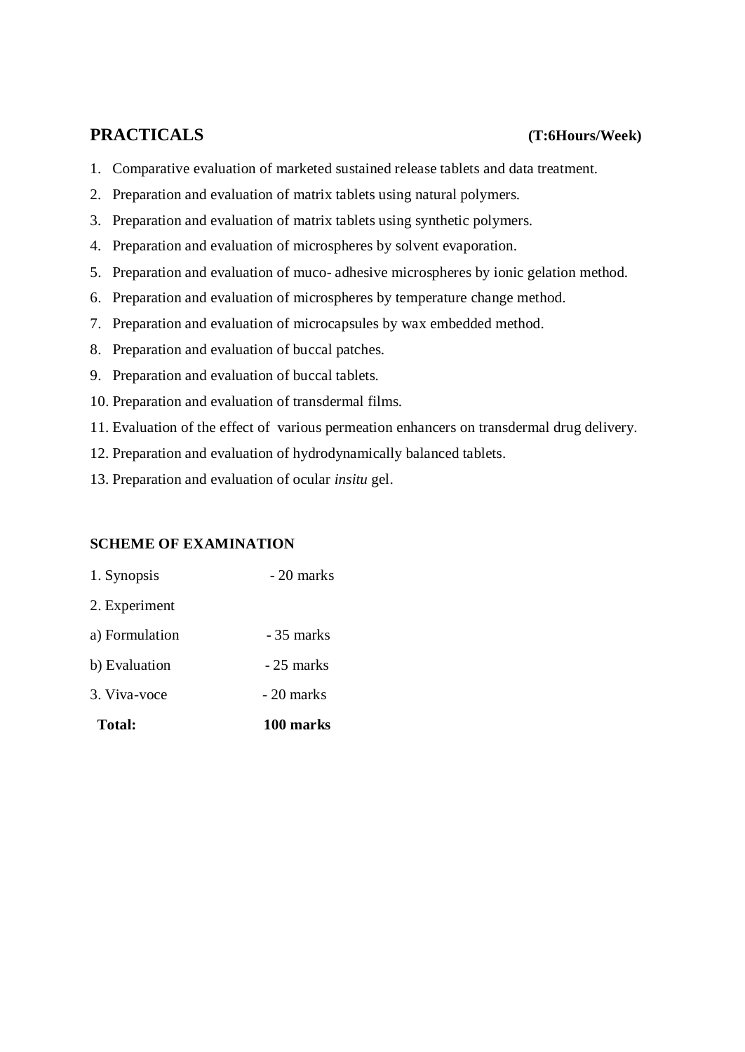## PRACTICALS **(T:6Hours/Week)**

1. Comparative evaluation of marketed sustained release tablets and data treatment.
2. Preparation and evaluation of matrix tablets using natural polymers.
3. Preparation and evaluation of matrix tablets using synthetic polymers.
4. Preparation and evaluation of microspheres by solvent evaporation.
5. Preparation and evaluation of muco- adhesive microspheres by ionic gelation method.
6. Preparation and evaluation of microspheres by temperature change method.
7. Preparation and evaluation of microcapsules by wax embedded method.
8. Preparation and evaluation of buccal patches.
9. Preparation and evaluation of buccal tablets.
10. Preparation and evaluation of transdermal films.
11. Evaluation of the effect of various permeation enhancers on transdermal drug delivery.
12. Preparation and evaluation of hydrodynamically balanced tablets.
13. Preparation and evaluation of ocular *insitu* gel.

**SCHEME OF EXAMINATION**

1. Synopsis - 20 marks

2. Experiment

a) Formulation - 35 marks

b) Evaluation - 25 marks

3. Viva-voce - 20 marks

**Total: 100 marks**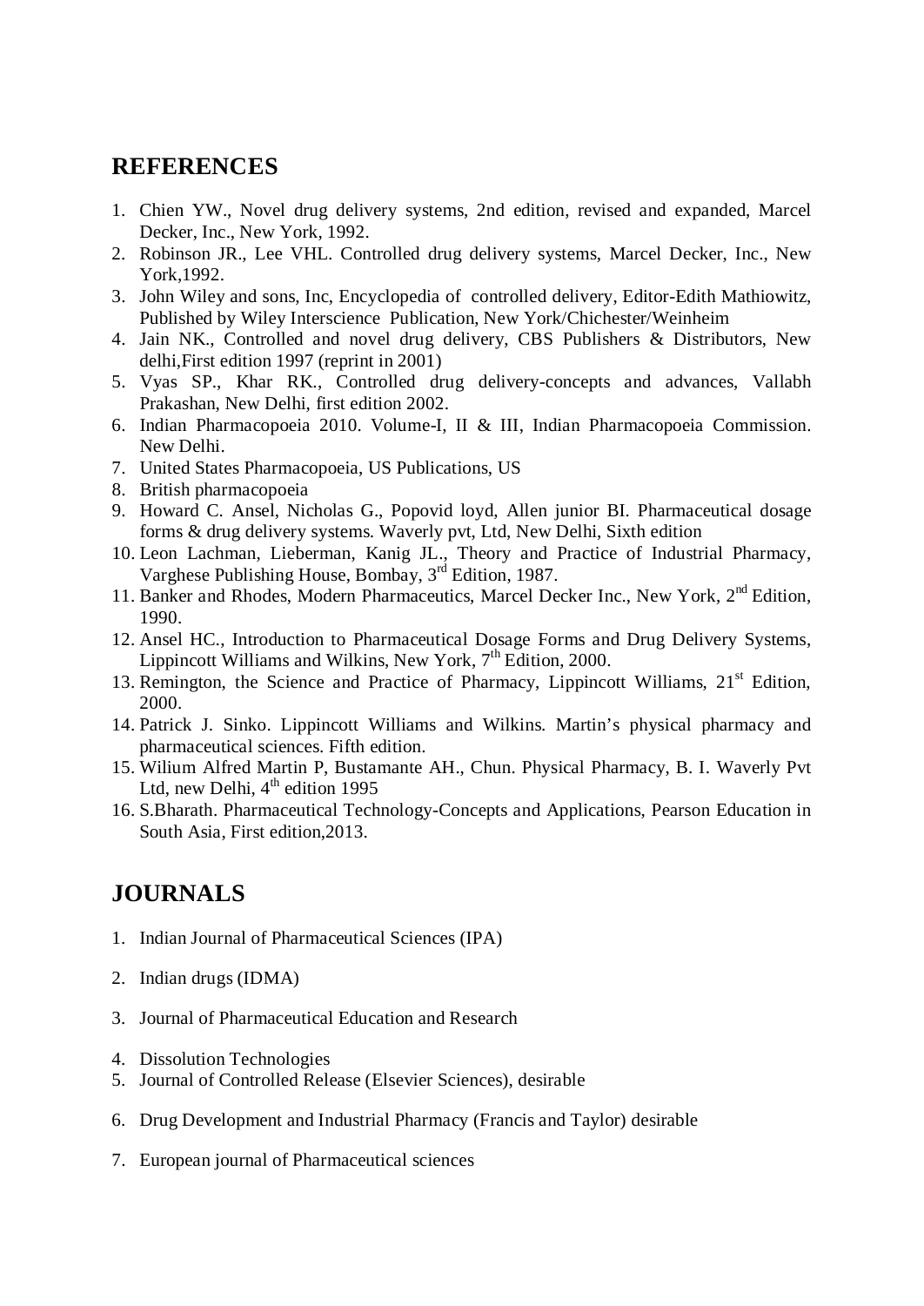## REFERENCES

1. Chien YW., Novel drug delivery systems, 2nd edition, revised and expanded, Marcel Decker, Inc., New York, 1992.
2. Robinson JR., Lee VHL. Controlled drug delivery systems, Marcel Decker, Inc., New York,1992.
3. John Wiley and sons, Inc, Encyclopedia of controlled delivery, Editor-Edith Mathiowitz, Published by Wiley Interscience Publication, New York/Chichester/Weinheim
4. Jain NK., Controlled and novel drug delivery, CBS Publishers & Distributors, New delhi,First edition 1997 (reprint in 2001)
5. Vyas SP., Khar RK., Controlled drug delivery-concepts and advances, Vallabh Prakashan, New Delhi, first edition 2002.
6. Indian Pharmacopoeia 2010. Volume-I, II & III, Indian Pharmacopoeia Commission. New Delhi.
7. United States Pharmacopoeia, US Publications, US
8. British pharmacopoeia
9. Howard C. Ansel, Nicholas G., Popovid loyd, Allen junior BI. Pharmaceutical dosage forms & drug delivery systems. Waverly pvt, Ltd, New Delhi, Sixth edition
10. Leon Lachman, Lieberman, Kanig JL., Theory and Practice of Industrial Pharmacy, Varghese Publishing House, Bombay, 3rd Edition, 1987.
11. Banker and Rhodes, Modern Pharmaceutics, Marcel Decker Inc., New York, 2nd Edition, 1990.
12. Ansel HC., Introduction to Pharmaceutical Dosage Forms and Drug Delivery Systems, Lippincott Williams and Wilkins, New York, 7th Edition, 2000.
13. Remington, the Science and Practice of Pharmacy, Lippincott Williams, 21st Edition, 2000.
14. Patrick J. Sinko. Lippincott Williams and Wilkins. Martin's physical pharmacy and pharmaceutical sciences. Fifth edition.
15. Wilium Alfred Martin P, Bustamante AH., Chun. Physical Pharmacy, B. I. Waverly Pvt Ltd, new Delhi, 4th edition 1995
16. S.Bharath. Pharmaceutical Technology-Concepts and Applications, Pearson Education in South Asia, First edition,2013.

## JOURNALS

1. Indian Journal of Pharmaceutical Sciences (IPA)
2. Indian drugs (IDMA)
3. Journal of Pharmaceutical Education and Research
4. Dissolution Technologies
5. Journal of Controlled Release (Elsevier Sciences), desirable
6. Drug Development and Industrial Pharmacy (Francis and Taylor) desirable
7. European journal of Pharmaceutical sciences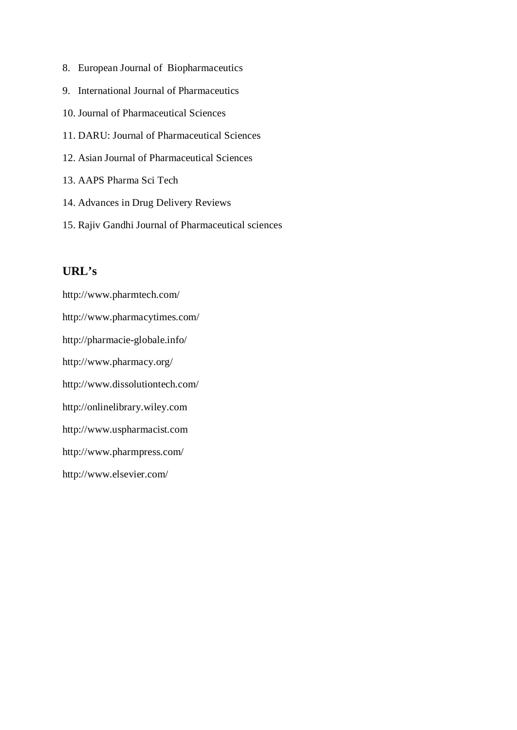8. European Journal of Biopharmaceutics
9. International Journal of Pharmaceutics
10. Journal of Pharmaceutical Sciences
11. DARU: Journal of Pharmaceutical Sciences
12. Asian Journal of Pharmaceutical Sciences
13. AAPS Pharma Sci Tech
14. Advances in Drug Delivery Reviews
15. Rajiv Gandhi Journal of Pharmaceutical sciences

## URL's

http://www.pharmtech.com/

http://www.pharmacytimes.com/

http://pharmacie-globale.info/

http://www.pharmacy.org/

http://www.dissolutiontech.com/

http://onlinelibrary.wiley.com

http://www.uspharmacist.com

http://www.pharmpress.com/

http://www.elsevier.com/